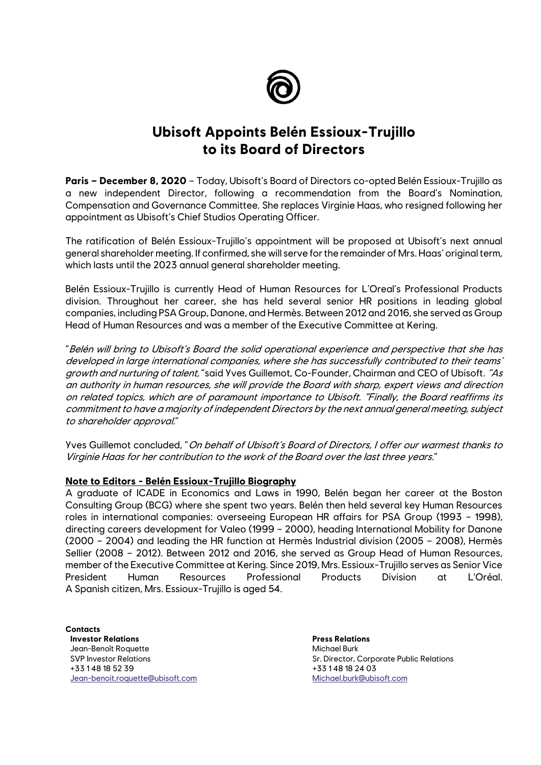# Ubisoft Appoints Belén Essioux-Trujillo to its Board of Directors

**Paris – December 8, 2020** – Today, Ubisoft's Board of Directors co-opted Belén Essioux-Trujillo as a new independent Director, following a recommendation from the Board's Nomination, Compensation and Governance Committee. She replaces Virginie Haas, who resigned following her appointment as Ubisoft's Chief Studios Operating Officer.

The ratification of Belén Essioux-Trujillo's appointment will be proposed at Ubisoft's next annual general shareholder meeting. If confirmed, she will serve for the remainder of Mrs. Haas' original term, which lasts until the 2023 annual general shareholder meeting.

Belén Essioux-Trujillo is currently Head of Human Resources for L'Oreal's Professional Products division. Throughout her career, she has held several senior HR positions in leading global companies, including PSA Group, Danone, and Hermès. Between 2012 and 2016, she served as Group Head of Human Resources and was a member of the Executive Committee at Kering.

"*Belén will bring to Ubisoft's Board the solid operational experience and perspective that she has developed in large international companies, where she has successfully contributed to their teams' growth and nurturing of talent,"* said Yves Guillemot, Co-Founder, Chairman and CEO of Ubisoft. *"As an authority in human resources, she will provide the Board with sharp, expert views and direction on related topics, which are of paramount importance to Ubisoft. "Finally, the Board reaffirms its commitment to have a majority of independent Directors by the next annual general meeting, subject to shareholder approval.*"

Yves Guillemot concluded, "*On behalf of Ubisoft's Board of Directors, I offer our warmest thanks to Virginie Haas for her contribution to the work of the Board over the last three years.*"

**Note to Editors - Belén Essioux-Trujillo Biography**

A graduate of ICADE in Economics and Laws in 1990, Belén began her career at the Boston Consulting Group (BCG) where she spent two years. Belén then held several key Human Resources roles in international companies: overseeing European HR affairs for PSA Group (1993 – 1998), directing careers development for Valeo (1999 – 2000), heading International Mobility for Danone (2000 – 2004) and leading the HR function at Hermès Industrial division (2005 – 2008), Hermès Sellier (2008 – 2012). Between 2012 and 2016, she served as Group Head of Human Resources, member of the Executive Committee at Kering. Since 2019, Mrs. Essioux-Trujillo serves as Senior Vice President Human Resources Professional Products Division at L'Oréal. A Spanish citizen, Mrs. Essioux-Trujillo is aged 54.

**Contacts**

**Investor Relations**
Jean-Benoît Roquette
SVP Investor Relations
+33 1 48 18 52 39
Jean-benoit.roquette@ubisoft.com

**Press Relations**
Michael Burk
Sr. Director, Corporate Public Relations
+33 1 48 18 24 03
Michael.burk@ubisoft.com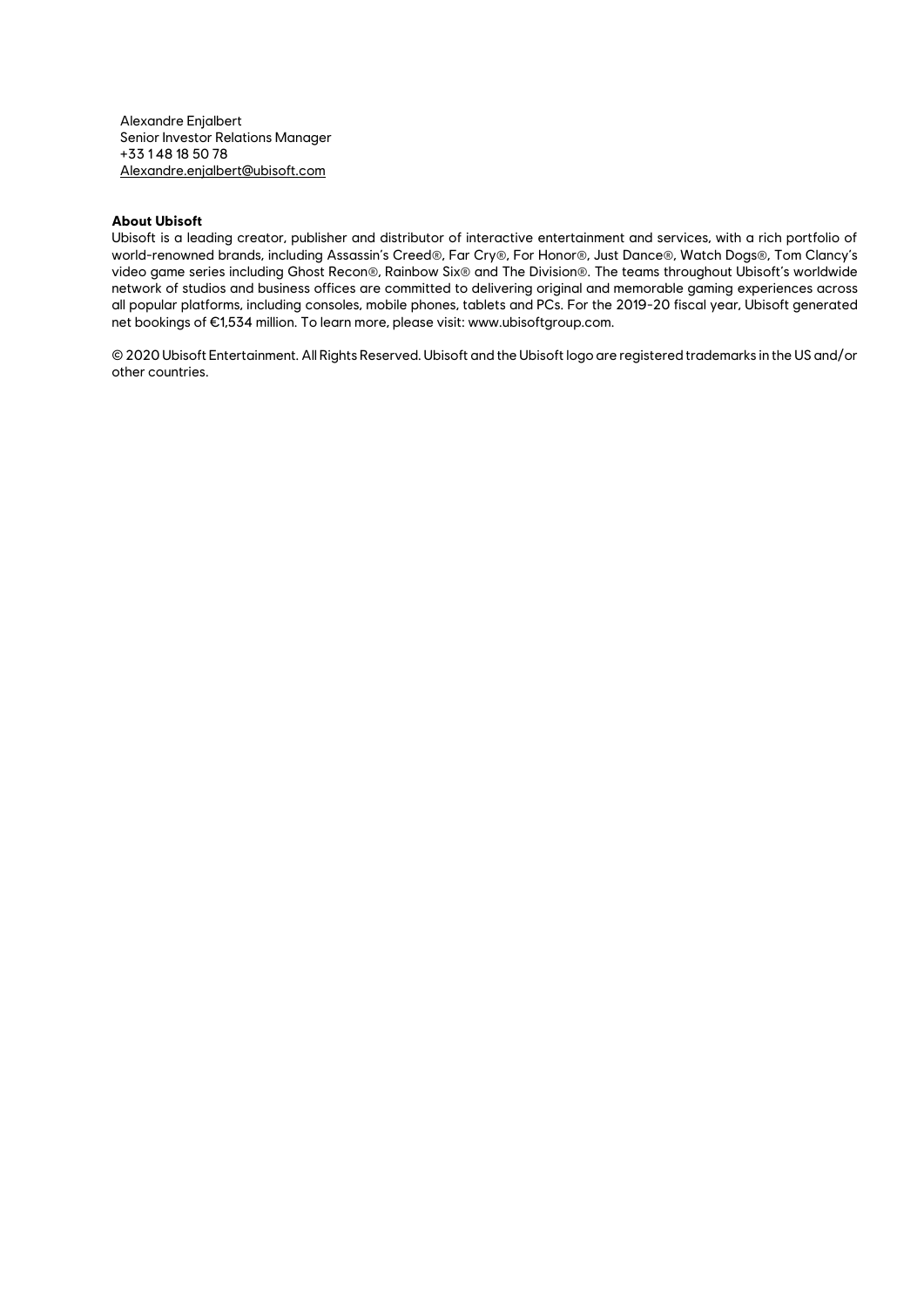Alexandre Enjalbert
Senior Investor Relations Manager
+33 1 48 18 50 78
Alexandre.enjalbert@ubisoft.com

**About Ubisoft**

Ubisoft is a leading creator, publisher and distributor of interactive entertainment and services, with a rich portfolio of world-renowned brands, including Assassin's Creed®, Far Cry®, For Honor®, Just Dance®, Watch Dogs®, Tom Clancy's video game series including Ghost Recon®, Rainbow Six® and The Division®. The teams throughout Ubisoft's worldwide network of studios and business offices are committed to delivering original and memorable gaming experiences across all popular platforms, including consoles, mobile phones, tablets and PCs. For the 2019-20 fiscal year, Ubisoft generated net bookings of €1,534 million. To learn more, please visit: www.ubisoftgroup.com.

© 2020 Ubisoft Entertainment. All Rights Reserved. Ubisoft and the Ubisoft logo are registered trademarks in the US and/or other countries.